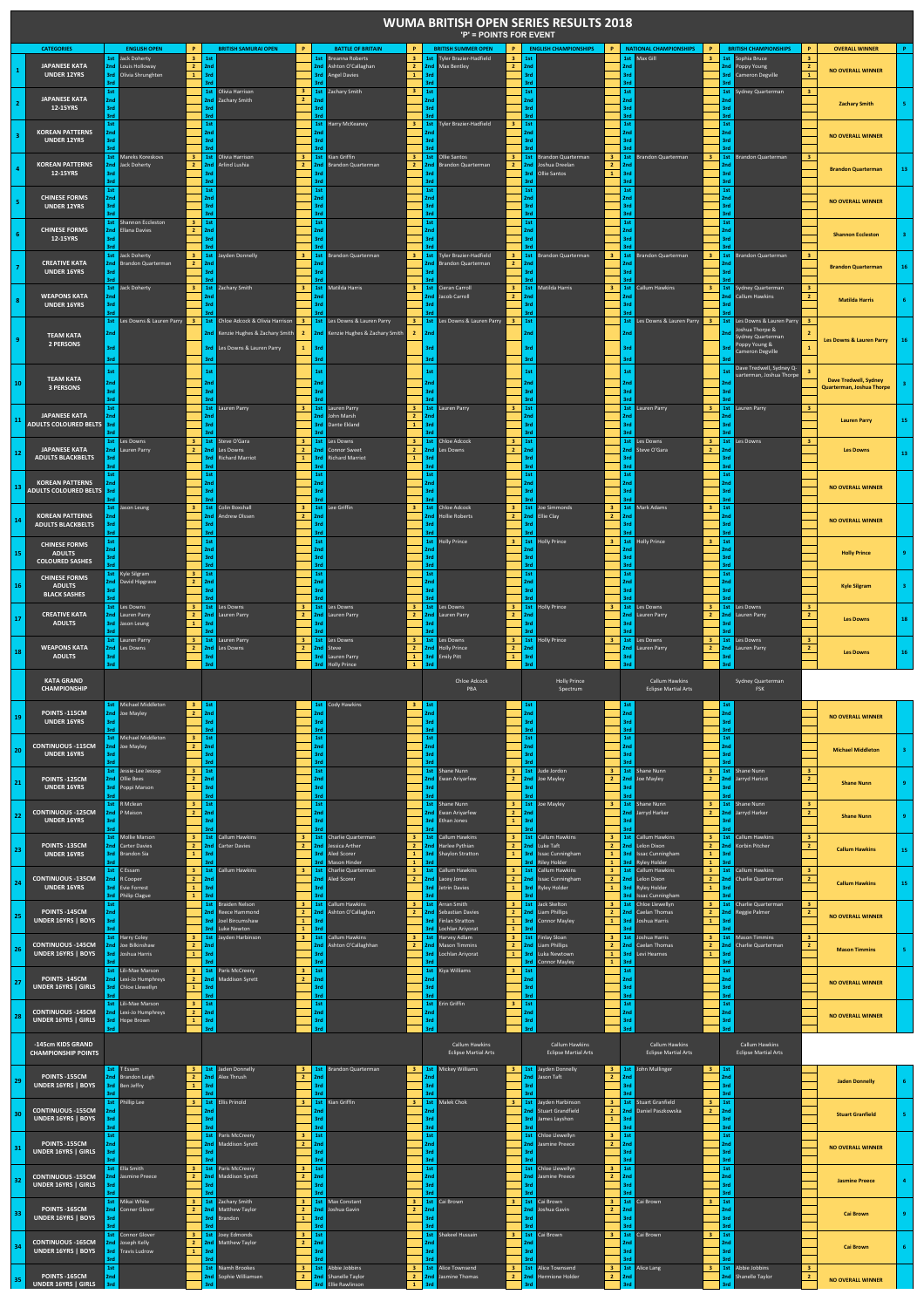# WUMA BRITISH OPEN SERIES RESULTS 2018

**'P' = POINTS FOR EVENT**

| # | CATEGORIES | ENGLISH OPEN | BRITISH SAMURAI OPEN | BATTLE OF BRITAIN | BRITISH SUMMER OPEN | ENGLISH CHAMPIONSHIPS | NATIONAL CHAMPIONSHIPS | BRITISH CHAMPIONSHIPS | OVERALL WINNER | P |
|---|---|---|---|---|---|---|---|---|---|---|
| 1 | JAPANESE KATA UNDER 12YRS | 1st Jack Doherty (3); 2nd Louis Holloway (2); 3rd Olivia Shrunghten (1) | | 1st Breanna Roberts (3); 2nd Ashton O'Callaghan (2); 3rd Angel Davies (1) | 1st Tyler Brazier-Hadfield (3); 2nd Max Bentley (2) | | 1st Max Gill (3) | 1st Sophia Bruce (3); 2nd Poppy Young (2); 3rd Cameron Degville (1) | NO OVERALL WINNER | |
| 2 | JAPANESE KATA 12-15YRS | | 1st Olivia Harrison (3); 2nd Zachary Smith (2) | 1st Zachary Smith (3) | | | | 1st Sydney Quarterman (3) | Zachary Smith | 5 |
| 3 | KOREAN PATTERNS UNDER 12YRS | | | 1st Harry McKeaney (3) | 1st Tyler Brazier-Hadfield (3) | | | | NO OVERALL WINNER | |
| 4 | KOREAN PATTERNS 12-15YRS | 1st Mareks Koreskovs (3); 2nd Jack Doherty (2) | 1st Olivia Harrison (3); 2nd Arlind Lushia (2) | 1st Kian Griffin (3); 2nd Brandon Quarterman (2) | 1st Ollie Santos (3); 2nd Brandon Quarterman (2) | 1st Brandon Quarterman (3); 2nd Joshua Dreelan (2); 3rd Ollie Santos (1) | 1st Brandon Quarterman (3) | 1st Brandon Quarterman (3) | Brandon Quarterman | 13 |
| 5 | CHINESE FORMS UNDER 12YRS | | | | | | | | NO OVERALL WINNER | |
| 6 | CHINESE FORMS 12-15YRS | 1st Shannon Eccleston (3); 2nd Ellena Davies (2) | | | | | | | Shannon Eccleston | 3 |
| 7 | CREATIVE KATA UNDER 16YRS | 1st Jack Doherty (3); 2nd Brandon Quarterman (2) | 1st Jayden Donnelly (3) | 1st Brandon Quarterman (3) | 1st Tyler Brazier-Hadfield (3); 2nd Brandon Quarterman (2) | 1st Brandon Quarterman (3) | 1st Brandon Quarterman (3) | 1st Brandon Quarterman (3) | Brandon Quarterman | 16 |
| 8 | WEAPONS KATA UNDER 16YRS | 1st Jack Doherty (3) | 1st Zachary Smith (3) | 1st Matilda Harris (3) | 1st Darian Carroll (3); 2nd Jacob Carroll (2) | 1st Matilda Harris (3) | 1st Callum Hawkins (3) | 1st Sydney Quarterman (3); 2nd Callum Hawkins (2) | Matilda Harris | 6 |
| 9 | TEAM KATA 2 PERSONS | 1st Les Downs & Lauren Parry (3) | 1st Chloe Adcock & Olivia Harrison (3); 2nd Kenzie Hughes & Zachary Smith (2); 3rd Les Downs & Lauren Parry (1) | 1st Les Downs & Lauren Parry (3); 2nd Kenzie Hughes & Zachary Smith (2) | 1st Les Downs & Lauren Parry (3) | | 1st Les Downs & Lauren Parry (3) | 1st Les Downs & Lauren Parry (3); 2nd Joshua Thorpe & Sydney Quarterman (2); 3rd Poppy Young & Cameron Degville (1) | Les Downs & Lauren Parry | 16 |
| 10 | TEAM KATA 3 PERSONS | | | | | | | 1st Dave Tredwell, Sydney Quarterman, Joshua Thorpe (3) | Dave Tredwell, Sydney Quarterman, Joshua Thorpe | 3 |
| 11 | JAPANESE KATA ADULTS COLOURED BELTS | | 1st Lauren Parry (3) | 1st Lauren Parry (3); 2nd John Marsh (2); 3rd Dante Ekland (1) | 1st Lauren Parry (3) | | 1st Lauren Parry (3) | 1st Lauren Parry (3) | Lauren Parry | 15 |
| 12 | JAPANESE KATA ADULTS BLACKBELTS | 1st Les Downs (3); 2nd Lauren Parry (2) | 1st Steve O'Gara (3); 2nd Les Downs (2); 3rd Richard Marriot (1) | 1st Les Downs (3); 2nd Connor Sweet (2); 3rd Richard Marriot (1) | 1st Chloe Adcock (3); 2nd Les Downs (2) | | 1st Les Downs (3); 2nd Steve O'Gara (2) | 1st Les Downs (3) | Les Downs | 13 |
| 13 | KOREAN PATTERNS ADULTS COLOURED BELTS | | | | | | | | NO OVERALL WINNER | |
| 14 | KOREAN PATTERNS ADULTS BLACKBELTS | 1st Jason Leung (3) | 1st Colin Boxshall (3); 2nd Andrew Olssen (2) | 1st Lee Griffin (3) | 1st Chloe Adcock (3); 2nd Hollie Roberts (2) | 1st Joe Simmonds (3); 2nd Ellie Clay (2) | 1st Mark Adams (3) | | NO OVERALL WINNER | |
| 15 | CHINESE FORMS ADULTS COLOURED SASHES | | | | 1st Holly Prince (3) | 1st Holly Prince (3) | 1st Holly Prince (3) | | Holly Prince | 9 |
| 16 | CHINESE FORMS ADULTS BLACK SASHES | 1st Kyle Silgram (3); 2nd David Hipgrave (2) | | | | | | | Kyle Silgram | 3 |
| 17 | CREATIVE KATA ADULTS | 1st Les Downs (3); 2nd Lauren Parry (2); 3rd Jason Leung (1) | 1st Les Downs (3); 2nd Lauren Parry (2) | 1st Les Downs (3); 2nd Lauren Parry (2) | 1st Les Downs (3); 2nd Lauren Parry (2) | 1st Holly Prince (3); 2nd Lauren Parry (2) | 1st Les Downs (3); 2nd Lauren Parry (2) | 1st Les Downs (3); 2nd Lauren Parry (2) | Les Downs | 18 |
| 18 | WEAPONS KATA ADULTS | 1st Lauren Parry (3); 2nd Les Downs (2) | 1st Lauren Parry (3); 2nd Les Downs (2) | 1st Charlie Quarterman (3); 2nd Steve (2); 3rd Lauren Parry (1); 3rd Holly Prince (1) | 1st Les Downs (3); 2nd Holly Prince (2); 3rd Emily Pitt (1) | 1st Holly Prince (3) | 1st Les Downs (3); 2nd Lauren Parry (2) | 1st Les Downs (3); 2nd Lauren Parry (2) | Les Downs | 16 |
| | KATA GRAND CHAMPIONSHIP | | | | Chloe Adcock, PBA | Holly Prince, Spectrum | Callum Hawkins, Eclipse Martial Arts | Sydney Quarterman, FSK | | |
| 19 | POINTS -115CM UNDER 16YRS | 1st Michael Middleton (3); 2nd Joe Mayley (2) | | 1st Cody Hawkins (3) | | | | | NO OVERALL WINNER | |
| 20 | CONTINUOUS -115CM UNDER 16YRS | 1st Michael Middleton (3); 2nd Joe Mayley (2) | | | | | | | Michael Middleton | 3 |
| 21 | POINTS -125CM UNDER 16YRS | 1st Jessie-Lee Jessop (3); 2nd Ollie Bees (2); 3rd Poppi Marson (1) | | | 1st Shane Nunn (3); 2nd Ewan Ariyarfew (2) | 1st Jude Jordon (3); 2nd Joe Mayley (2) | 1st Shane Nunn (3); 2nd Joe Mayley (2) | 1st Shane Nunn (3); 2nd Jarryd Haricot (2) | Shane Nunn | 9 |
| 22 | CONTINUOUS -125CM UNDER 16YRS | 1st R Mclean (3); 2nd P Maison (2) | | | 1st Shane Nunn (3); 2nd Ewan Ariyarfew (2); 3rd Ethan Jones (1) | 1st Joe Mayley (3) | 1st Shane Nunn (3); 2nd Jarryd Harker (2) | 1st Shane Nunn (3); 2nd Jarryd Harker (2) | Shane Nunn | 9 |
| 23 | POINTS -135CM UNDER 16YRS | 1st Mollie Manson (3); 2nd Carter Davies (2); 3rd Brandon Sia (1) | 1st Callum Hawkins (3); 2nd Carter Davies (2) | 1st Charlie Quarterman (3); 2nd Jessica Arther (2); 3rd Aled Sconer (1); 3rd Mason Hinder (1) | 1st Callum Hawkins (3); 2nd Harlee Pythian (2); 3rd Shaylon Stratton (1) | 1st Callum Hawkins (3); 2nd Luke Taft (2); 3rd Issac Cunningham (1); 3rd Riley Holder (1) | 1st Callum Hawkins (3); 2nd Lelon Dixon (2); 3rd Issac Cunningham (1); 3rd Ryley Holder (1) | 1st Callum Hawkins (3); 2nd Korbin Pitcher (2) | Callum Hawkins | 15 |
| 24 | CONTINUOUS -135CM UNDER 16YRS | 1st C Essam (3); 2nd R Cooper (2); 3rd Evie Forrest (1); 3rd Philip Clague (1) | 1st Callum Hawkins (3) | 1st Charlie Quarterman (3); 2nd Aled Sconer (2) | 1st Callum Hawkins (3); 2nd Lacey Jones (2); 3rd Jetrin Davies (1) | 1st Callum Hawkins (3); 2nd Issac Cunningham (2); 3rd Ryley Holder (1) | 1st Callum Hawkins (3); 2nd Lelon Dixon (2); 3rd Ryley Holder (1); 3rd Issac Cunningham (1) | 1st Callum Hawkins (3); 2nd Charlie Quarterman (2) | Callum Hawkins | 15 |
| 25 | POINTS -145CM UNDER 16YRS \| BOYS | | 1st Braiden Nelson (3); 2nd Reece Hammond (2); 3rd Joel Bircumshaw (1); 3rd Luke Newton (1) | 1st Callum Hawkins (3); 2nd Ashton O'Callaghan (2) | 1st Arron Smith (3); 2nd Sebastian Davies (2); 3rd Finlan Stratton (1); 3rd Lochlan Ariyorat (1) | 1st Jack Skelton (3); 2nd Liam Phillips (2); 3rd Connor Mayley (1) | 1st Chloe Llewellyn (3); 2nd Caelan Thomas (2); 3rd Joshua Harris (1) | 1st Charlie Quarterman (3); 2nd Reggie Palmer (2) | NO OVERALL WINNER | |
| 26 | CONTINUOUS -145CM UNDER 16YRS \| BOYS | 1st Harry Coley (3); 2nd Joe Bilkinshaw (2); 3rd Joshua Harris (1) | 1st Jayden Harbinson (3) | 1st Callum Hawkins (3); 2nd Ashton O'Callaghan (2) | 1st Harvey Adam (3); 2nd Mason Timmins (2); 3rd Lochlan Ariyorat (1) | 1st Finlay Sloan (3); 2nd Liam Phillips (2); 3rd Luka Newtown (1); 3rd Connor Mayley (1) | 1st Joshua Harris (3); 2nd Caelan Thomas (2); 3rd Levi Hearnes (1) | 1st Mason Timmins (3); 2nd Charlie Quarterman (2) | Mason Timmins | 5 |
| 27 | POINTS -145CM UNDER 16YRS \| GIRLS | 1st Lili-Mae Manson (3); 2nd Lexi-Jo Humphreys (2); 3rd Chloe Llewellyn (1) | 1st Paris McCreery (3); 2nd Maddison Synett (2) | | 1st Kiya Williams (3) | | | | NO OVERALL WINNER | |
| 28 | CONTINUOUS -145CM UNDER 16YRS \| GIRLS | 1st Lili-Mae Manson (3); 2nd Lexi-Jo Humphreys (2); 3rd Hope Brown (1) | | | 1st Erin Griffin (3) | | | | NO OVERALL WINNER | |
| | -145cm KIDS GRAND CHAMPIONSHIP POINTS | | | | Callum Hawkins, Eclipse Martial Arts | Callum Hawkins, Eclipse Martial Arts | Callum Hawkins, Eclipse Martial Arts | Callum Hawkins, Eclipse Martial Arts | | |
| 29 | POINTS -155CM UNDER 16YRS \| BOYS | 1st T Essam (3); 2nd Brandon Leigh (2); 3rd Ben Jeffry (1) | 1st Jaden Donnelly (3); 2nd Alex Thrush (2) | 1st Brandon Quarterman (3) | 1st Mickey Williams (3) | 1st Jayden Donnelly (3); 2nd Jason Taft (2) | 1st John Mullinger (3) | | Jaden Donnelly | 6 |
| 30 | CONTINUOUS -155CM UNDER 16YRS \| BOYS | 1st Phillip Lee (3) | 1st Ellis Prinold (3) | 1st Kian Griffin (3) | 1st Malek Chok (3) | 1st Jayden Harbinson (3); 2nd Stuart Granfield (2); 3rd James Layshon (1) | 1st Stuart Granfield (3); 2nd Daniel Paszkowska (2) | | Stuart Granfield | 5 |
| 31 | POINTS -155CM UNDER 16YRS \| GIRLS | | 1st Paris McCreery (3); 2nd Maddison Synett (2) | | | 1st Chloe Llewellyn (3); 2nd Jasmine Preece (2) | | | NO OVERALL WINNER | |
| 32 | CONTINUOUS -155CM UNDER 16YRS \| GIRLS | 1st Ella Smith (3); 2nd Jasmine Preece (2) | 1st Paris McCreery (3); 2nd Maddison Synett (2) | | | 1st Chloe Llewellyn (3); 2nd Jasmine Preece (2) | | | Jasmine Preece | 4 |
| 33 | POINTS -165CM UNDER 16YRS \| BOYS | 1st Mikie White (3); 2nd Conner Glover (2) | 1st Zachary Smith (3); 2nd Matthew Taylor (2); 3rd Brandon (1) | 1st Max Constant (3); 2nd Joshua Gavin (2) | 1st Cai Brown (3) | 1st Cai Brown (3); 2nd Joshua Gavin (2) | 1st Cai Brown (3) | | Cai Brown | 9 |
| 34 | CONTINUOUS -165CM UNDER 16YRS \| BOYS | 1st Connor Glover (3); 2nd Joseph Kelly (2); 3rd Travis Ludrow (1) | 1st Joey Edmonds (3); 2nd Matthew Taylor (2) | | 1st Shakeel Hussain (3) | 1st Cai Brown (3) | 1st Cai Brown (3) | | Cai Brown | 6 |
| 35 | POINTS -165CM UNDER 16YRS \| GIRLS | | 1st Niamh Brookes (3); 2nd Sophie Williamsen (2) | 1st Abbie Jobbins (3); 2nd Shanelle Taylor (2); 3rd Ellie Rawlinson (1) | 1st Alice Townsend (3); 2nd Jasmine Thomas (2) | 1st Alice Townsend (3); 2nd Hermione Holder (2) | 1st Alice Lang (3) | 1st Abbie Jobbins (3); 2nd Shanelle Taylor (2) | NO OVERALL WINNER | |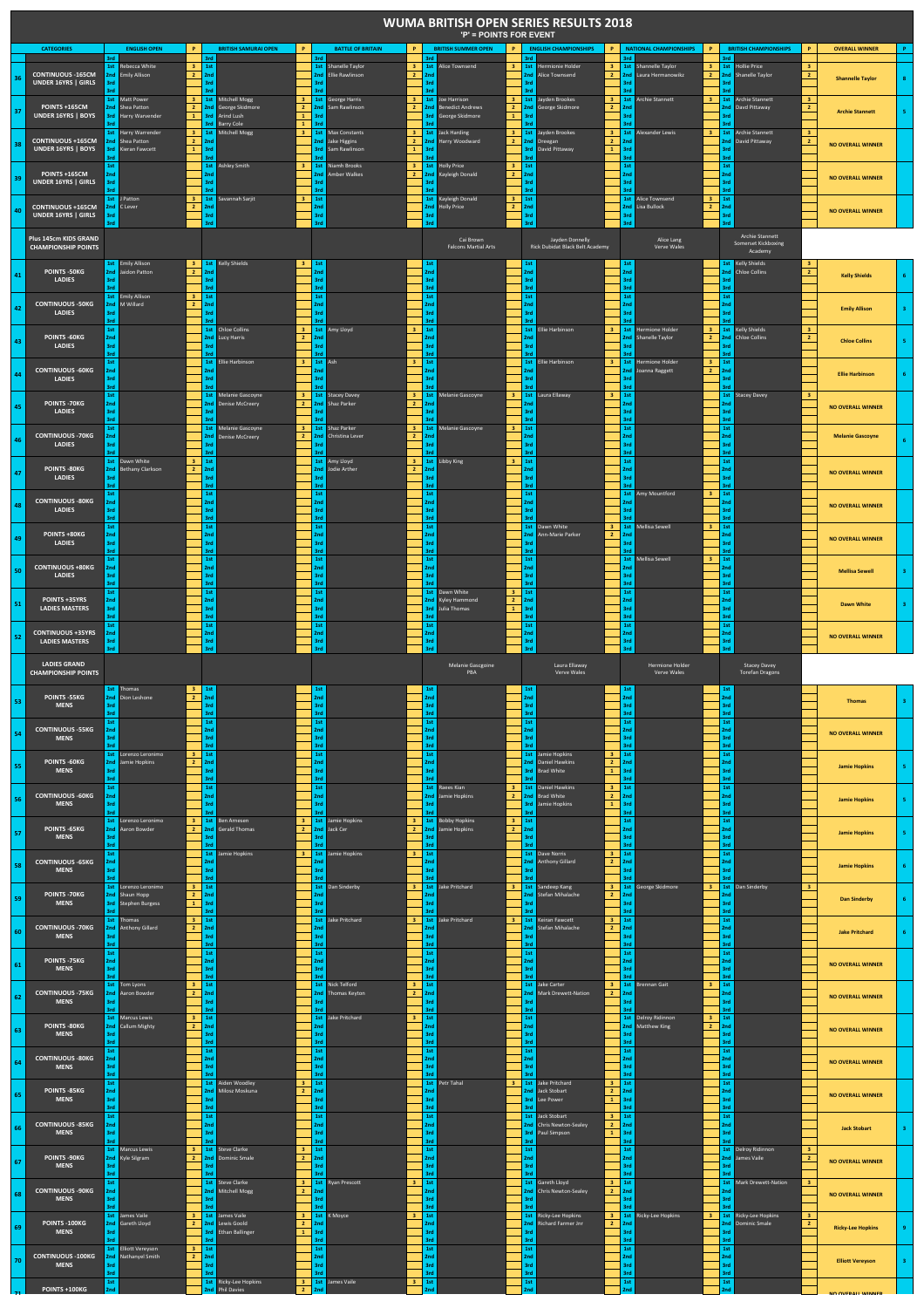# WUMA BRITISH OPEN SERIES RESULTS 2018

**'P' = POINTS FOR EVENT**

| # | CATEGORIES | Place | ENGLISH OPEN | P | Place | BRITISH SAMURAI OPEN | P | Place | BATTLE OF BRITAIN | P | Place | BRITISH SUMMER OPEN | P | Place | ENGLISH CHAMPIONSHIPS | P | Place | NATIONAL CHAMPIONSHIPS | P | Place | BRITISH CHAMPIONSHIPS | P | OVERALL WINNER | P |
|---|---|---|---|---|---|---|---|---|---|---|---|---|---|---|---|---|---|---|---|---|---|---|---|---|
| | | 3rd | | | 3rd | | | 3rd | | | 3rd | | | 3rd | | | 3rd | | | 3rd | | | | |
| 36 | CONTINUOUS -165CM UNDER 16YRS \| GIRLS | 1st | Rebecca White | 3 | 1st | | | 1st | Shanelle Taylor | 3 | 1st | Alice Townsend | 3 | 1st | Hermionie Holder | 3 | 1st | Shannelle Taylor | 3 | 1st | Hollie Price | 3 | Shannelle Taylor | 8 |
| | | 2nd | Emily Allison | 2 | 2nd | | | 2nd | Ellie Rawlinson | 2 | 2nd | | | 2nd | Alice Townsend | 2 | 2nd | Laura Hermanowikz | 2 | 2nd | Shanelle Taylor | 2 | | |
| | | 3rd | | | 3rd | | | 3rd | | | 3rd | | | 3rd | | | 3rd | | | 3rd | | | | |
| | | 3rd | | | 3rd | | | 3rd | | | 3rd | | | 3rd | | | 3rd | | | 3rd | | | | |
| 37 | POINTS +165CM UNDER 16YRS \| BOYS | 1st | Matt Power | 3 | 1st | Mitchell Mogg | 3 | 1st | George Harris | 3 | 1st | Joe Harrison | 3 | 1st | Jayden Brookes | 3 | 1st | Archie Stannett | 3 | 1st | Archie Stannett | 3 | Archie Stannett | 5 |
| | | 2nd | Shea Patton | 2 | 2nd | George Skidmore | 2 | 2nd | Sam Rawlinson | 2 | 2nd | Benedict Andrews | 2 | 2nd | George Skidmore | 2 | 2nd | | | 2nd | David Pittaway | 2 | | |
| | | 3rd | Harry Warvender | 1 | 3rd | Arind Lush | 1 | 3rd | | | 3rd | George Skidmore | 1 | 3rd | | | 3rd | | | 3rd | | | | |
| | | 3rd | | | 3rd | Barry Cole | 1 | 3rd | | | 3rd | | | 3rd | | | 3rd | | | 3rd | | | | |
| 38 | CONTINUOUS +165CM UNDER 16YRS \| BOYS | 1st | Harry Warrender | 3 | 1st | Mitchell Mogg | 3 | 1st | Max Constantis | 3 | 1st | Jack Harding | 3 | 1st | Jayden Brookes | 3 | 1st | Alexander Lewis | 3 | 1st | Archie Stannett | 3 | NO OVERALL WINNER | |
| | | 2nd | Shea Patton | 2 | 2nd | | | 2nd | Jake Higgins | 2 | 2nd | Harry Woodward | 2 | 2nd | Dreegan | 2 | 2nd | | | 2nd | David Pittaway | 2 | | |
| | | 3rd | Kieran Fawcett | 1 | 3rd | | | 3rd | Sam Rawlinson | 1 | 3rd | | | 3rd | David Pittaway | 1 | 3rd | | | 3rd | | | | |
| | | 3rd | | | 3rd | | | 3rd | | | 3rd | | | 3rd | | | 3rd | | | 3rd | | | | |
| 39 | POINTS +165CM UNDER 16YRS \| GIRLS | 1st | | | 1st | Ashley Smith | 3 | 1st | Niamh Brooks | 3 | 1st | Holly Price | 3 | 1st | | | 1st | | | 1st | | | NO OVERALL WINNER | |
| | | 2nd | | | 2nd | | | 2nd | Amber Walkes | 2 | 2nd | Kayleigh Donald | 2 | 2nd | | | 2nd | | | 2nd | | | | |
| | | 3rd | | | 3rd | | | 3rd | | | 3rd | | | 3rd | | | 3rd | | | 3rd | | | | |
| | | 3rd | | | 3rd | | | 3rd | | | 3rd | | | 3rd | | | 3rd | | | 3rd | | | | |
| 40 | CONTINUOUS +165CM UNDER 16YRS \| GIRLS | 1st | J Patton | 3 | 1st | Savannah Sarjit | 3 | 1st | | | 1st | Kayleigh Donald | 3 | 1st | | | 1st | Alice Townsend | 3 | 1st | | | NO OVERALL WINNER | |
| | | 2nd | C Lever | 2 | 2nd | | | 2nd | | | 2nd | Holly Price | 2 | 2nd | | | 2nd | Lisa Bullock | 2 | 2nd | | | | |
| | | 3rd | | | 3rd | | | 3rd | | | 3rd | | | 3rd | | | 3rd | | | 3rd | | | | |
| | | 3rd | | | 3rd | | | 3rd | | | 3rd | | | 3rd | | | 3rd | | | 3rd | | | | |
| | Plus 145cm KIDS GRAND CHAMPIONSHIP POINTS | | | | | | | | | | | Cai Brown Falcons Martial Arts | | | Jayden Donnelly Rick Dubidat Black Belt Academy | | | Alice Lang Verve Wales | | | Archie Stannett Somerset Kickboxing Academy | | | |
| 41 | POINTS -50KG LADIES | 1st | Emily Allison | 3 | 1st | Kelly Shields | 3 | 1st | | | 1st | | | 1st | | | 1st | | | 1st | Kelly Shields | 3 | Kelly Shields | 6 |
| | | 2nd | Jaidon Patton | 2 | 2nd | | | 2nd | | | 2nd | | | 2nd | | | 2nd | | | 2nd | Chloe Collins | 2 | | |
| | | 3rd | | | 3rd | | | 3rd | | | 3rd | | | 3rd | | | 3rd | | | 3rd | | | | |
| | | 3rd | | | 3rd | | | 3rd | | | 3rd | | | 3rd | | | 3rd | | | 3rd | | | | |
| 42 | CONTINUOUS -50KG LADIES | 1st | Emily Allison | 3 | 1st | | | 1st | | | 1st | | | 1st | | | 1st | | | 1st | | | Emily Allison | 3 |
| | | 2nd | M Willard | 2 | 2nd | | | 2nd | | | 2nd | | | 2nd | | | 2nd | | | 2nd | | | | |
| | | 3rd | | | 3rd | | | 3rd | | | 3rd | | | 3rd | | | 3rd | | | 3rd | | | | |
| | | 3rd | | | 3rd | | | 3rd | | | 3rd | | | 3rd | | | 3rd | | | 3rd | | | | |
| 43 | POINTS -60KG LADIES | 1st | | | 1st | Chloe Collins | 3 | 1st | Amy Lloyd | 3 | 1st | | | 1st | Ellie Harbinson | 3 | 1st | Hermione Holder | 3 | 1st | Kelly Shields | 3 | Chloe Collins | 5 |
| | | 2nd | | | 2nd | Lucy Harris | 2 | 2nd | | | 2nd | | | 2nd | | | 2nd | Shanelle Taylor | 2 | 2nd | Chloe Collins | 2 | | |
| | | 3rd | | | 3rd | | | 3rd | | | 3rd | | | 3rd | | | 3rd | | | 3rd | | | | |
| | | 3rd | | | 3rd | | | 3rd | | | 3rd | | | 3rd | | | 3rd | | | 3rd | | | | |
| 44 | CONTINUOUS -60KG LADIES | 1st | | | 1st | Ellie Harbinson | 3 | 1st | Ash | 3 | 1st | | | 1st | Ellie Harbinson | 3 | 1st | Hermione Holder | 3 | 1st | | | Ellie Harbinson | 6 |
| | | 2nd | | | 2nd | | | 2nd | | | 2nd | | | 2nd | | | 2nd | Joanna Raggett | 2 | 2nd | | | | |
| | | 3rd | | | 3rd | | | 3rd | | | 3rd | | | 3rd | | | 3rd | | | 3rd | | | | |
| | | 3rd | | | 3rd | | | 3rd | | | 3rd | | | 3rd | | | 3rd | | | 3rd | | | | |
| 45 | POINTS -70KG LADIES | 1st | | | 1st | Melanie Gascoyne | 3 | 1st | Stacey Davey | 3 | 1st | Melanie Gascoyne | 3 | 1st | Laura Ellaway | 3 | 1st | | | 1st | Stacey Davey | 3 | NO OVERALL WINNER | |
| | | 2nd | | | 2nd | Denise McCreery | 2 | 2nd | Shaz Parker | 2 | 2nd | | | 2nd | | | 2nd | | | 2nd | | | | |
| | | 3rd | | | 3rd | | | 3rd | | | 3rd | | | 3rd | | | 3rd | | | 3rd | | | | |
| | | 3rd | | | 3rd | | | 3rd | | | 3rd | | | 3rd | | | 3rd | | | 3rd | | | | |
| 46 | CONTINUOUS -70KG LADIES | 1st | | | 1st | Melanie Gascoyne | 3 | 1st | Shaz Parker | 3 | 1st | Melanie Gascoyne | 3 | 1st | | | 1st | | | 1st | | | Melanie Gascoyne | 6 |
| | | 2nd | | | 2nd | Denise McCreery | 2 | 2nd | Christina Lever | 2 | 2nd | | | 2nd | | | 2nd | | | 2nd | | | | |
| | | 3rd | | | 3rd | | | 3rd | | | 3rd | | | 3rd | | | 3rd | | | 3rd | | | | |
| | | 3rd | | | 3rd | | | 3rd | | | 3rd | | | 3rd | | | 3rd | | | 3rd | | | | |
| 47 | POINTS -80KG LADIES | 1st | Dawn White | 3 | 1st | | | 1st | Amy Lloyd | 3 | 1st | Libby King | 3 | 1st | | | 1st | | | 1st | | | NO OVERALL WINNER | |
| | | 2nd | Bethany Clarkson | 2 | 2nd | | | 2nd | Jodie Arther | 2 | 2nd | | | 2nd | | | 2nd | | | 2nd | | | | |
| | | 3rd | | | 3rd | | | 3rd | | | 3rd | | | 3rd | | | 3rd | | | 3rd | | | | |
| | | 3rd | | | 3rd | | | 3rd | | | 3rd | | | 3rd | | | 3rd | | | 3rd | | | | |
| 48 | CONTINUOUS -80KG LADIES | 1st | | | 1st | | | 1st | | | 1st | | | 1st | | | 1st | Amy Mountford | 3 | 1st | | | NO OVERALL WINNER | |
| | | 2nd | | | 2nd | | | 2nd | | | 2nd | | | 2nd | | | 2nd | | | 2nd | | | | |
| | | 3rd | | | 3rd | | | 3rd | | | 3rd | | | 3rd | | | 3rd | | | 3rd | | | | |
| | | 3rd | | | 3rd | | | 3rd | | | 3rd | | | 3rd | | | 3rd | | | 3rd | | | | |
| 49 | POINTS +80KG LADIES | 1st | | | 1st | | | 1st | | | 1st | | | 1st | Dawn White | 3 | 1st | Mellisa Sewell | 3 | 1st | | | NO OVERALL WINNER | |
| | | 2nd | | | 2nd | | | 2nd | | | 2nd | | | 2nd | Ann-Marie Parker | 2 | 2nd | | | 2nd | | | | |
| | | 3rd | | | 3rd | | | 3rd | | | 3rd | | | 3rd | | | 3rd | | | 3rd | | | | |
| | | 3rd | | | 3rd | | | 3rd | | | 3rd | | | 3rd | | | 3rd | | | 3rd | | | | |
| 50 | CONTINUOUS +80KG LADIES | 1st | | | 1st | | | 1st | | | 1st | | | 1st | | | 1st | Mellisa Sewell | 3 | 1st | | | Mellisa Sewell | 3 |
| | | 2nd | | | 2nd | | | 2nd | | | 2nd | | | 2nd | | | 2nd | | | 2nd | | | | |
| | | 3rd | | | 3rd | | | 3rd | | | 3rd | | | 3rd | | | 3rd | | | 3rd | | | | |
| | | 3rd | | | 3rd | | | 3rd | | | 3rd | | | 3rd | | | 3rd | | | 3rd | | | | |
| 51 | POINTS +35YRS LADIES MASTERS | 1st | | | 1st | | | 1st | | | 1st | Dawn White | 3 | 1st | | | 1st | | | 1st | | | Dawn White | 3 |
| | | 2nd | | | 2nd | | | 2nd | | | 2nd | Kyley Hammond | 2 | 2nd | | | 2nd | | | 2nd | | | | |
| | | 3rd | | | 3rd | | | 3rd | | | 3rd | Julia Thomas | 1 | 3rd | | | 3rd | | | 3rd | | | | |
| | | 3rd | | | 3rd | | | 3rd | | | 3rd | | | 3rd | | | 3rd | | | 3rd | | | | |
| 52 | CONTINUOUS +35YRS LADIES MASTERS | 1st | | | 1st | | | 1st | | | 1st | | | 1st | | | 1st | | | 1st | | | NO OVERALL WINNER | |
| | | 2nd | | | 2nd | | | 2nd | | | 2nd | | | 2nd | | | 2nd | | | 2nd | | | | |
| | | 3rd | | | 3rd | | | 3rd | | | 3rd | | | 3rd | | | 3rd | | | 3rd | | | | |
| | | 3rd | | | 3rd | | | 3rd | | | 3rd | | | 3rd | | | 3rd | | | 3rd | | | | |
| | LADIES GRAND CHAMPIONSHIP POINTS | | | | | | | | | | | Melanie Gascgoine PBA | | | Laura Ellaway Verve Wales | | | Hermione Holder Verve Wales | | | Stacey Davey Torfan Dragons | | | |
| 53 | POINTS -55KG MENS | 1st | Thomas | 3 | 1st | | | 1st | | | 1st | | | 1st | | | 1st | | | 1st | | | Thomas | 3 |
| | | 2nd | Dion Leshone | 2 | 2nd | | | 2nd | | | 2nd | | | 2nd | | | 2nd | | | 2nd | | | | |
| | | 3rd | | | 3rd | | | 3rd | | | 3rd | | | 3rd | | | 3rd | | | 3rd | | | | |
| | | 3rd | | | 3rd | | | 3rd | | | 3rd | | | 3rd | | | 3rd | | | 3rd | | | | |
| 54 | CONTINUOUS -55KG MENS | 1st | | | 1st | | | 1st | | | 1st | | | 1st | | | 1st | | | 1st | | | NO OVERALL WINNER | |
| | | 2nd | | | 2nd | | | 2nd | | | 2nd | | | 2nd | | | 2nd | | | 2nd | | | | |
| | | 3rd | | | 3rd | | | 3rd | | | 3rd | | | 3rd | | | 3rd | | | 3rd | | | | |
| | | 3rd | | | 3rd | | | 3rd | | | 3rd | | | 3rd | | | 3rd | | | 3rd | | | | |
| 55 | POINTS -60KG MENS | 1st | Lorenzo Leronimo | 3 | 1st | | | 1st | | | 1st | | | 1st | Jamie Hopkins | 3 | 1st | | | 1st | | | Jamie Hopkins | 5 |
| | | 2nd | Jamie Hopkins | 2 | 2nd | | | 2nd | | | 2nd | | | 2nd | Daniel Hawkins | 2 | 2nd | | | 2nd | | | | |
| | | 3rd | | | 3rd | | | 3rd | | | 3rd | | | 3rd | Brad White | 1 | 3rd | | | 3rd | | | | |
| | | 3rd | | | 3rd | | | 3rd | | | 3rd | | | 3rd | | | 3rd | | | 3rd | | | | |
| 56 | CONTINUOUS -60KG MENS | 1st | | | 1st | | | 1st | | | 1st | Reees Kian | 3 | 1st | Daniel Hawkins | 3 | 1st | | | 1st | | | Jamie Hopkins | 5 |
| | | 2nd | | | 2nd | | | 2nd | | | 2nd | Jamie Hopkins | 2 | 2nd | Brad White | 2 | 2nd | | | 2nd | | | | |
| | | 3rd | | | 3rd | | | 3rd | | | 3rd | | | 3rd | Jamie Hopkins | 1 | 3rd | | | 3rd | | | | |
| | | 3rd | | | 3rd | | | 3rd | | | 3rd | | | 3rd | | | 3rd | | | 3rd | | | | |
| 57 | POINTS -65KG MENS | 1st | Lorenzo Leronimo | 3 | 1st | Ben Arnesen | 3 | 1st | Jamie Hopkins | 3 | 1st | Bobby Hopkins | 3 | 1st | | | 1st | | | 1st | | | Jamie Hopkins | 5 |
| | | 2nd | Aaron Bowder | 2 | 2nd | Gerald Thomas | 2 | 2nd | Jack Cer | 2 | 2nd | Jamie Hopkins | 2 | 2nd | | | 2nd | | | 2nd | | | | |
| | | 3rd | | | 3rd | | | 3rd | | | 3rd | | | 3rd | | | 3rd | | | 3rd | | | | |
| | | 3rd | | | 3rd | | | 3rd | | | 3rd | | | 3rd | | | 3rd | | | 3rd | | | | |
| 58 | CONTINUOUS -65KG MENS | 1st | | | 1st | Jamie Hopkins | 3 | 1st | Jamie Hopkins | 3 | 1st | | | 1st | Dave Norris | 3 | 1st | | | 1st | | | Jamie Hopkins | 6 |
| | | 2nd | | | 2nd | | | 2nd | | | 2nd | | | 2nd | Anthony Gillard | 2 | 2nd | | | 2nd | | | | |
| | | 3rd | | | 3rd | | | 3rd | | | 3rd | | | 3rd | | | 3rd | | | 3rd | | | | |
| | | 3rd | | | 3rd | | | 3rd | | | 3rd | | | 3rd | | | 3rd | | | 3rd | | | | |
| 59 | POINTS -70KG MENS | 1st | Lorenzo Leronimo | 3 | 1st | | | 1st | Dan Sinderby | 3 | 1st | Jake Pritchard | 3 | 1st | Sandeep Kang | 3 | 1st | George Skidmore | 3 | 1st | Dan Sinderby | 3 | Dan Sinderby | 6 |
| | | 2nd | Shaun Hopp | 2 | 2nd | | | 2nd | | | 2nd | | | 2nd | Stefan Mihalache | 2 | 2nd | | | 2nd | | | | |
| | | 3rd | Stephen Burgess | 1 | 3rd | | | 3rd | | | 3rd | | | 3rd | | | 3rd | | | 3rd | | | | |
| | | 3rd | | | 3rd | | | 3rd | | | 3rd | | | 3rd | | | 3rd | | | 3rd | | | | |
| 60 | CONTINUOUS -70KG MENS | 1st | Thomas | 3 | 1st | | | 1st | Jake Pritchard | 3 | 1st | Jake Pritchard | 3 | 1st | Keiran Fawcett | 3 | 1st | | | 1st | | | Jake Pritchard | 6 |
| | | 2nd | Anthony Gillard | 2 | 2nd | | | 2nd | | | 2nd | | | 2nd | Stefan Mihalache | 2 | 2nd | | | 2nd | | | | |
| | | 3rd | | | 3rd | | | 3rd | | | 3rd | | | 3rd | | | 3rd | | | 3rd | | | | |
| | | 3rd | | | 3rd | | | 3rd | | | 3rd | | | 3rd | | | 3rd | | | 3rd | | | | |
| 61 | POINTS -75KG MENS | 1st | | | 1st | | | 1st | | | 1st | | | 1st | | | 1st | | | 1st | | | NO OVERALL WINNER | |
| | | 2nd | | | 2nd | | | 2nd | | | 2nd | | | 2nd | | | 2nd | | | 2nd | | | | |
| | | 3rd | | | 3rd | | | 3rd | | | 3rd | | | 3rd | | | 3rd | | | 3rd | | | | |
| | | 3rd | | | 3rd | | | 3rd | | | 3rd | | | 3rd | | | 3rd | | | 3rd | | | | |
| 62 | CONTINUOUS -75KG MENS | 1st | Tom Lyons | 3 | 1st | | | 1st | Nick Telford | 3 | 1st | | | 1st | Jake Carter | 3 | 1st | Brennan Gait | 3 | 1st | | | NO OVERALL WINNER | |
| | | 2nd | Aaron Bowder | 2 | 2nd | | | 2nd | Thomas Keyton | 2 | 2nd | | | 2nd | Mark Drewett-Nation | 2 | 2nd | | | 2nd | | | | |
| | | 3rd | | | 3rd | | | 3rd | | | 3rd | | | 3rd | | | 3rd | | | 3rd | | | | |
| | | 3rd | | | 3rd | | | 3rd | | | 3rd | | | 3rd | | | 3rd | | | 3rd | | | | |
| 63 | POINTS -80KG MENS | 1st | Marcus Lewis | 3 | 1st | | | 1st | Jake Pritchard | 3 | 1st | | | 1st | | | 1st | Delroy Ridinnon | 3 | 1st | | | NO OVERALL WINNER | |
| | | 2nd | Callum Mighty | 2 | 2nd | | | 2nd | | | 2nd | | | 2nd | | | 2nd | Matthew King | 2 | 2nd | | | | |
| | | 3rd | | | 3rd | | | 3rd | | | 3rd | | | 3rd | | | 3rd | | | 3rd | | | | |
| | | 3rd | | | 3rd | | | 3rd | | | 3rd | | | 3rd | | | 3rd | | | 3rd | | | | |
| 64 | CONTINUOUS -80KG MENS | 1st | | | 1st | | | 1st | | | 1st | | | 1st | | | 1st | | | 1st | | | NO OVERALL WINNER | |
| | | 2nd | | | 2nd | | | 2nd | | | 2nd | | | 2nd | | | 2nd | | | 2nd | | | | |
| | | 3rd | | | 3rd | | | 3rd | | | 3rd | | | 3rd | | | 3rd | | | 3rd | | | | |
| | | 3rd | | | 3rd | | | 3rd | | | 3rd | | | 3rd | | | 3rd | | | 3rd | | | | |
| 65 | POINTS -85KG MENS | 1st | | | 1st | Aiden Woodley | 3 | 1st | | | 1st | Petr Tuhal | 3 | 1st | Jake Pritchard | 3 | 1st | | | 1st | | | NO OVERALL WINNER | |
| | | 2nd | | | 2nd | Milosz Moskuna | 2 | 2nd | | | 2nd | | | 2nd | Jack Stobart | 2 | 2nd | | | 2nd | | | | |
| | | 3rd | | | 3rd | | | 3rd | | | 3rd | | | 3rd | Lee Power | 1 | 3rd | | | 3rd | | | | |
| | | 3rd | | | 3rd | | | 3rd | | | 3rd | | | 3rd | | | 3rd | | | 3rd | | | | |
| 66 | CONTINUOUS -85KG MENS | 1st | | | 1st | | | 1st | | | 1st | | | 1st | Jack Stobart | 3 | 1st | | | 1st | | | Jack Stobart | 3 |
| | | 2nd | | | 2nd | | | 2nd | | | 2nd | | | 2nd | Chris Newton-Sealey | 2 | 2nd | | | 2nd | | | | |
| | | 3rd | | | 3rd | | | 3rd | | | 3rd | | | 3rd | Paul Simpson | 1 | 3rd | | | 3rd | | | | |
| | | 3rd | | | 3rd | | | 3rd | | | 3rd | | | 3rd | | | 3rd | | | 3rd | | | | |
| 67 | POINTS -90KG MENS | 1st | Marcus Lewis | 3 | 1st | Steve Clarke | 3 | 1st | | | 1st | | | 1st | | | 1st | | | 1st | Delroy Ridinnon | 3 | NO OVERALL WINNER | |
| | | 2nd | Kyle Silgram | 2 | 2nd | Dominic Smale | 2 | 2nd | | | 2nd | | | 2nd | | | 2nd | | | 2nd | James Vaile | 2 | | |
| | | 3rd | | | 3rd | | | 3rd | | | 3rd | | | 3rd | | | 3rd | | | 3rd | | | | |
| | | 3rd | | | 3rd | | | 3rd | | | 3rd | | | 3rd | | | 3rd | | | 3rd | | | | |
| 68 | CONTINUOUS -90KG MENS | 1st | | | 1st | Steve Clarke | 3 | 1st | Ryan Prescott | 3 | 1st | | | 1st | Gareth Lloyd | 3 | 1st | | | 1st | Mark Drewett-Nation | 3 | NO OVERALL WINNER | |
| | | 2nd | | | 2nd | Mitchell Mogg | 2 | 2nd | | | 2nd | | | 2nd | Chris Newton-Sealey | 2 | 2nd | | | 2nd | | | | |
| | | 3rd | | | 3rd | | | 3rd | | | 3rd | | | 3rd | | | 3rd | | | 3rd | | | | |
| | | 3rd | | | 3rd | | | 3rd | | | 3rd | | | 3rd | | | 3rd | | | 3rd | | | | |
| 69 | POINTS -100KG MENS | 1st | James Vaile | 3 | 1st | James Vaile | 3 | 1st | K Moyce | 3 | 1st | | | 1st | Ricky-Lee Hopkins | 3 | 1st | Ricky-Lee Hopkins | 3 | 1st | Ricky-Lee Hopkins | 3 | Ricky-Lee Hopkins | 9 |
| | | 2nd | Gareth Lloyd | 2 | 2nd | Lewis Goold | 2 | 2nd | | | 2nd | | | 2nd | Richard Fanner Jnr | 2 | 2nd | | | 2nd | Dominic Smale | 2 | | |
| | | 3rd | | | 3rd | Ethan Ballinger | 1 | 3rd | | | 3rd | | | 3rd | | | 3rd | | | 3rd | | | | |
| | | 3rd | | | 3rd | | | 3rd | | | 3rd | | | 3rd | | | 3rd | | | 3rd | | | | |
| 70 | CONTINUOUS -100KG MENS | 1st | Elliott Vereyson | 3 | 1st | | | 1st | | | 1st | | | 1st | | | 1st | | | 1st | | | Elliott Vereyson | 3 |
| | | 2nd | Nathanyel Smith | 2 | 2nd | | | 2nd | | | 2nd | | | 2nd | | | 2nd | | | 2nd | | | | |
| | | 3rd | | | 3rd | | | 3rd | | | 3rd | | | 3rd | | | 3rd | | | 3rd | | | | |
| | | 3rd | | | 3rd | | | 3rd | | | 3rd | | | 3rd | | | 3rd | | | 3rd | | | | |
| 71 | POINTS +100KG | 1st | | | 1st | Ricky-Lee Hopkins | 3 | 1st | James Vaile | 3 | 1st | | | 1st | | | 1st | | | 1st | | | NO OVERALL WINNER | |
| | | 2nd | | | 2nd | Phil Davies | 2 | 2nd | | | 2nd | | | 2nd | | | 2nd | | | 2nd | | | | |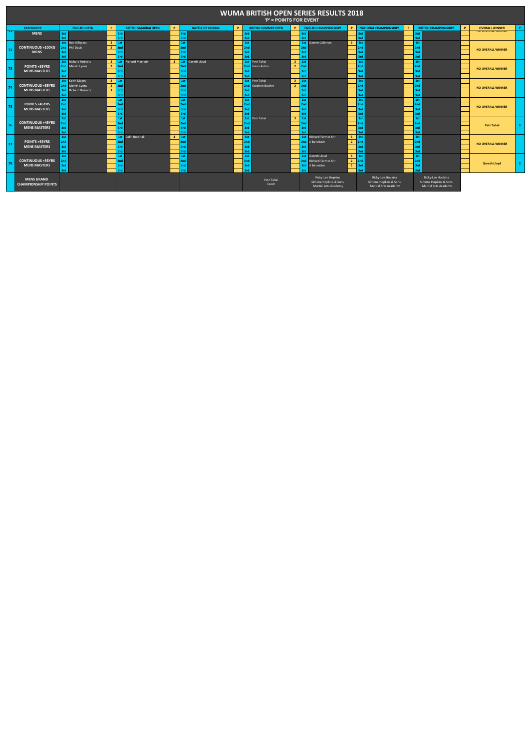# WUMA BRITISH OPEN SERIES RESULTS 2018

**'P' = POINTS FOR EVENT**

| | CATEGORIES | Place | ENGLISH OPEN | P | BRITISH SAMURAI OPEN | P | BATTLE OF BRITAIN | P | BRITISH SUMMER OPEN | P | ENGLISH CHAMPIONSHIPS | P | NATIONAL CHAMPIONSHIPS | P | BRITISH CHAMPIONSHIPS | P | OVERALL WINNER | P |
|---|---|---|---|---|---|---|---|---|---|---|---|---|---|---|---|---|---|---|
| 71 | MENS | 3rd | | | | | | | | | | | | | | | NO OVERALL WINNER | |
| | | 3rd | | | | | | | | | | | | | | | | |
| 72 | CONTINUOUS +100KG MENS | 1st | Rob Gillgrass | 3 | | | | | | | Darren Coleman | 3 | | | | | NO OVERALL WINNER | |
| | | 2nd | Phil Davis | 2 | | | | | | | | | | | | | | |
| | | 3rd | | | | | | | | | | | | | | | | |
| | | 3rd | | | | | | | | | | | | | | | | |
| 73 | POINTS +35YRS MENS MASTERS | 1st | Richard Roberts | 3 | Richard Marriott | 3 | Gareth Lloyd | | Petr Tahal | 3 | | | | | | | NO OVERALL WINNER | |
| | | 2nd | Melvin Lyons | 2 | | | | | Jason Aston | 2 | | | | | | | | |
| | | 3rd | | | | | | | | | | | | | | | | |
| | | 3rd | | | | | | | | | | | | | | | | |
| 74 | CONTINUOUS +35YRS MENS MASTERS | 1st | Keith Mages | 3 | | | | | Petr Tahal | 3 | | | | | | | NO OVERALL WINNER | |
| | | 2nd | Melvin Lyons | 2 | | | | | Stephen Bowler | 2 | | | | | | | | |
| | | 3rd | Richard Roberts | 1 | | | | | | | | | | | | | | |
| | | 3rd | | | | | | | | | | | | | | | | |
| 75 | POINTS +45YRS MENS MASTERS | 1st | | | | | | | | | | | | | | | NO OVERALL WINNER | |
| | | 2nd | | | | | | | | | | | | | | | | |
| | | 3rd | | | | | | | | | | | | | | | | |
| | | 3rd | | | | | | | | | | | | | | | | |
| 76 | CONTINUOUS +45YRS MENS MASTERS | 1st | | | | | | | Petr Tahal | 3 | | | | | | | Petr Tahal | 3 |
| | | 2nd | | | | | | | | | | | | | | | | |
| | | 3rd | | | | | | | | | | | | | | | | |
| | | 3rd | | | | | | | | | | | | | | | | |
| 77 | POINTS +55YRS MENS MASTERS | 1st | | | Colin Boxshall | 3 | | | | | Richard Farmer Snr | 3 | | | | | NO OVERALL WINNER | |
| | | 2nd | | | | | | | | | A Bannister | 2 | | | | | | |
| | | 3rd | | | | | | | | | | | | | | | | |
| | | 3rd | | | | | | | | | | | | | | | | |
| 78 | CONTINUOUS +55YRS MENS MASTERS | 1st | | | | | | | | | Gareth Lloyd | 3 | | | | | Gareth Lloyd | 3 |
| | | 2nd | | | | | | | | | Richard Farmer Snr | 2 | | | | | | |
| | | 3rd | | | | | | | | | A Bannister | 1 | | | | | | |
| | | 3rd | | | | | | | | | | | | | | | | |
| | MENS GRAND CHAMPIONSHIP POINTS | | | | | | | | Petr Tahal Czech | | Ricky-Lee Hopkins Simone Hopkins & Sons Martial Arts Academy | | Ricky-Lee Hopkins Simone Hopkins & Sons Martial Arts Academy | | Ricky-Lee Hopkins Simone Hopkins & Sons Martial Arts Academy | | | |